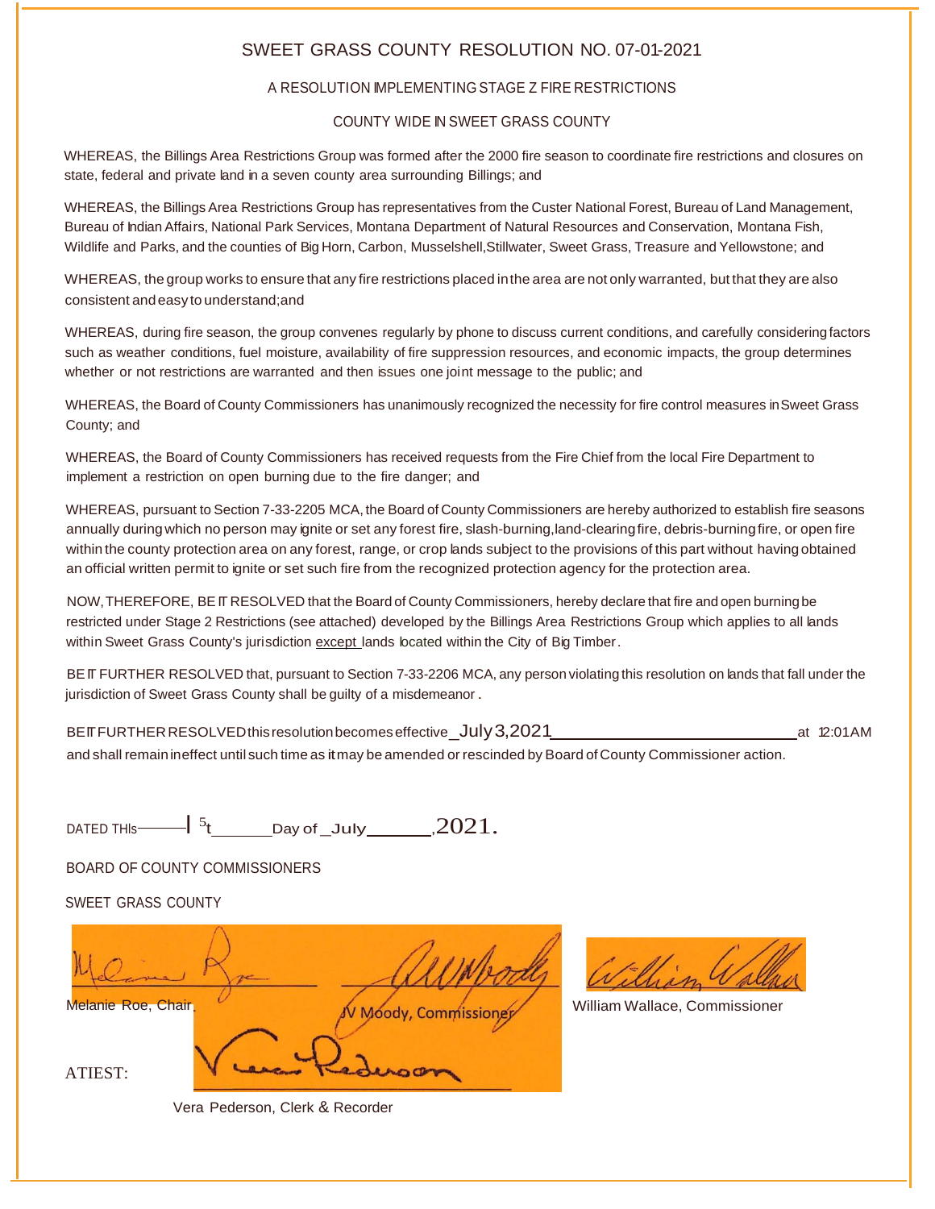# SWEET GRASS COUNTY RESOLUTION NO. 07-01-2021

## A RESOLUTION IMPLEMENTING STAGE Z FIRE RESTRICTIONS

## COUNTY WIDE IN SWEET GRASS COUNTY

WHEREAS, the Billings Area Restrictions Group was formed after the 2000 fire season to coordinate fire restrictions and closures on state, federal and private land in a seven county area surrounding Billings; and

WHEREAS, the Billings Area Restrictions Group has representatives from the Custer National Forest, Bureau of Land Management, Bureau of Indian Affairs, National Park Services, Montana Department of Natural Resources and Conservation, Montana Fish, Wildlife and Parks, and the counties of Big Horn, Carbon, Musselshell, Stillwater, Sweet Grass, Treasure and Yellowstone; and

WHEREAS, the group works to ensure that any fire restrictions placed in the area are not only warranted, but that they are also consistent and easy to understand; and

WHEREAS, during fire season, the group convenes regularly by phone to discuss current conditions, and carefully considering factors such as weather conditions, fuel moisture, availability of fire suppression resources, and economic impacts, the group determines whether or not restrictions are warranted and then issues one joint message to the public; and

WHEREAS, the Board of County Commissioners has unanimously recognized the necessity for fire control measures in Sweet Grass County; and

WHEREAS, the Board of County Commissioners has received requests from the Fire Chief from the local Fire Department to implement a restriction on open burning due to the fire danger; and

WHEREAS, pursuant to Section 7-33-2205 MCA, the Board of County Commissioners are hereby authorized to establish fire seasons annually during which no person may ignite or set any forest fire, slash-burning, land-clearing fire, debris-burning fire, or open fire within the county protection area on any forest, range, or crop lands subject to the provisions of this part without having obtained an official written permit to ignite or set such fire from the recognized protection agency for the protection area.

NOW, THEREFORE, BE IT RESOLVED that the Board of County Commissioners, hereby declare that fire and open burning be restricted under Stage 2 Restrictions (see attached) developed by the Billings Area Restrictions Group which applies to all lands within Sweet Grass County's jurisdiction except lands located within the City of Big Timber.

BE IT FURTHER RESOLVED that, pursuant to Section 7-33-2206 MCA, any person violating this resolution on lands that fall under the jurisdiction of Sweet Grass County shall be guilty of a misdemeanor.

BE IT FURTHER RESOLVED this resolution becomes effective July 3, 2021 at 12:01AM and shall remain in effect until such time as it may be amended or rescinded by Board of County Commissioner action.

DATED THIS 1st Day of July, 2021.

BOARD OF COUNTY COMMISSIONERS

SWEET GRASS COUNTY

Melanie Roe, Chair

JV Moody, Commissioner

William Wallace, Commissioner

ATTEST:

Vera Pederson, Clerk & Recorder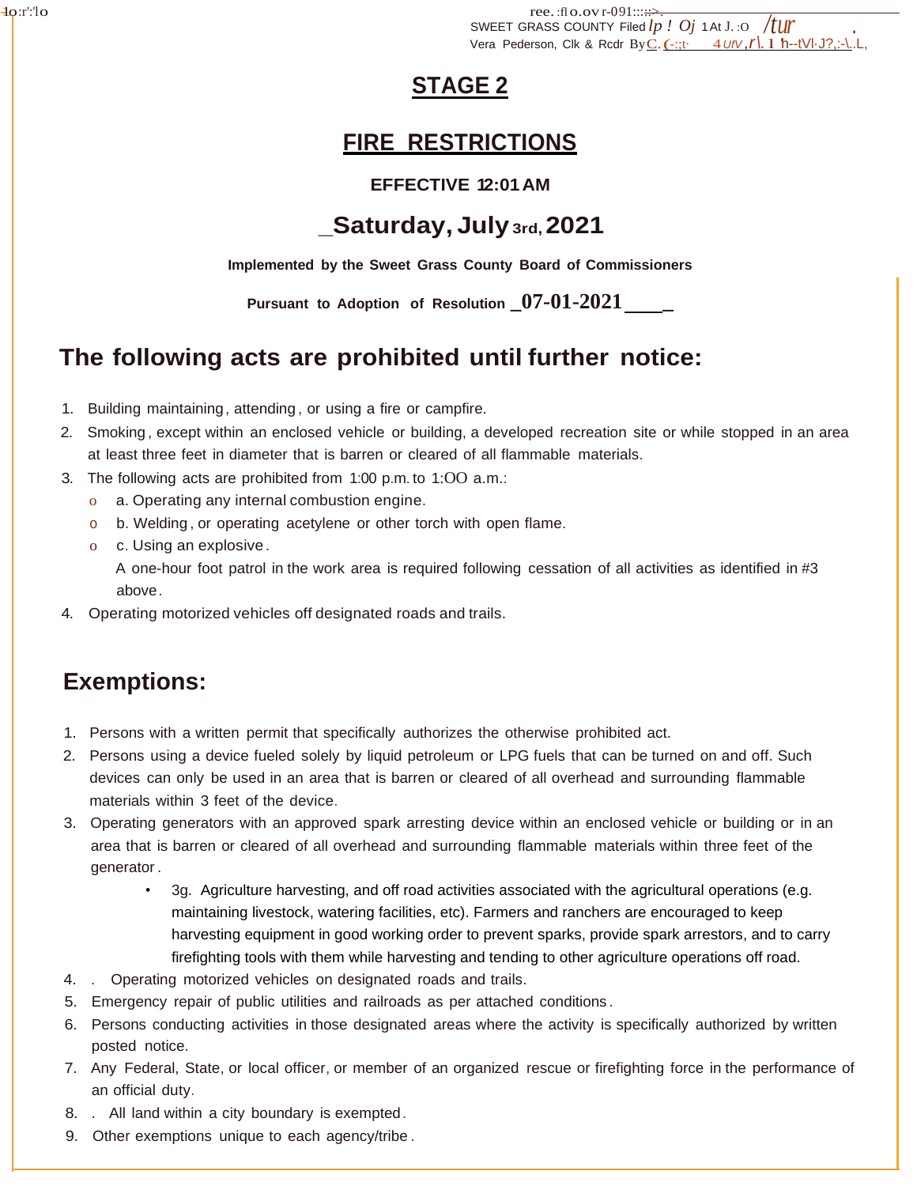ree. :fl o.ov r-091:::.::>.
SWEET GRASS COUNTY Filed lp ! Oj 1 At J. :O /tur
Vera Pederson, Clk & Rcdr By C. (-:;t· 4 UfV ,r\. 1 h--tVl·J?,:-\..L,

# STAGE 2

# FIRE RESTRICTIONS

**EFFECTIVE 12:01 AM**

## _Saturday, July 3rd, 2021

**Implemented by the Sweet Grass County Board of Commissioners**

**Pursuant to Adoption of Resolution _07-01-2021____**

## The following acts are prohibited until further notice:

1. Building maintaining, attending, or using a fire or campfire.
2. Smoking, except within an enclosed vehicle or building, a developed recreation site or while stopped in an area at least three feet in diameter that is barren or cleared of all flammable materials.
3. The following acts are prohibited from 1:00 p.m. to 1:OO a.m.:
   - a. Operating any internal combustion engine.
   - b. Welding, or operating acetylene or other torch with open flame.
   - c. Using an explosive.

     A one-hour foot patrol in the work area is required following cessation of all activities as identified in #3 above.
4. Operating motorized vehicles off designated roads and trails.

## Exemptions:

1. Persons with a written permit that specifically authorizes the otherwise prohibited act.
2. Persons using a device fueled solely by liquid petroleum or LPG fuels that can be turned on and off. Such devices can only be used in an area that is barren or cleared of all overhead and surrounding flammable materials within 3 feet of the device.
3. Operating generators with an approved spark arresting device within an enclosed vehicle or building or in an area that is barren or cleared of all overhead and surrounding flammable materials within three feet of the generator.
   - 3g. Agriculture harvesting, and off road activities associated with the agricultural operations (e.g. maintaining livestock, watering facilities, etc). Farmers and ranchers are encouraged to keep harvesting equipment in good working order to prevent sparks, provide spark arrestors, and to carry firefighting tools with them while harvesting and tending to other agriculture operations off road.
4. . Operating motorized vehicles on designated roads and trails.
5. Emergency repair of public utilities and railroads as per attached conditions.
6. Persons conducting activities in those designated areas where the activity is specifically authorized by written posted notice.
7. Any Federal, State, or local officer, or member of an organized rescue or firefighting force in the performance of an official duty.
8. . All land within a city boundary is exempted.
9. Other exemptions unique to each agency/tribe.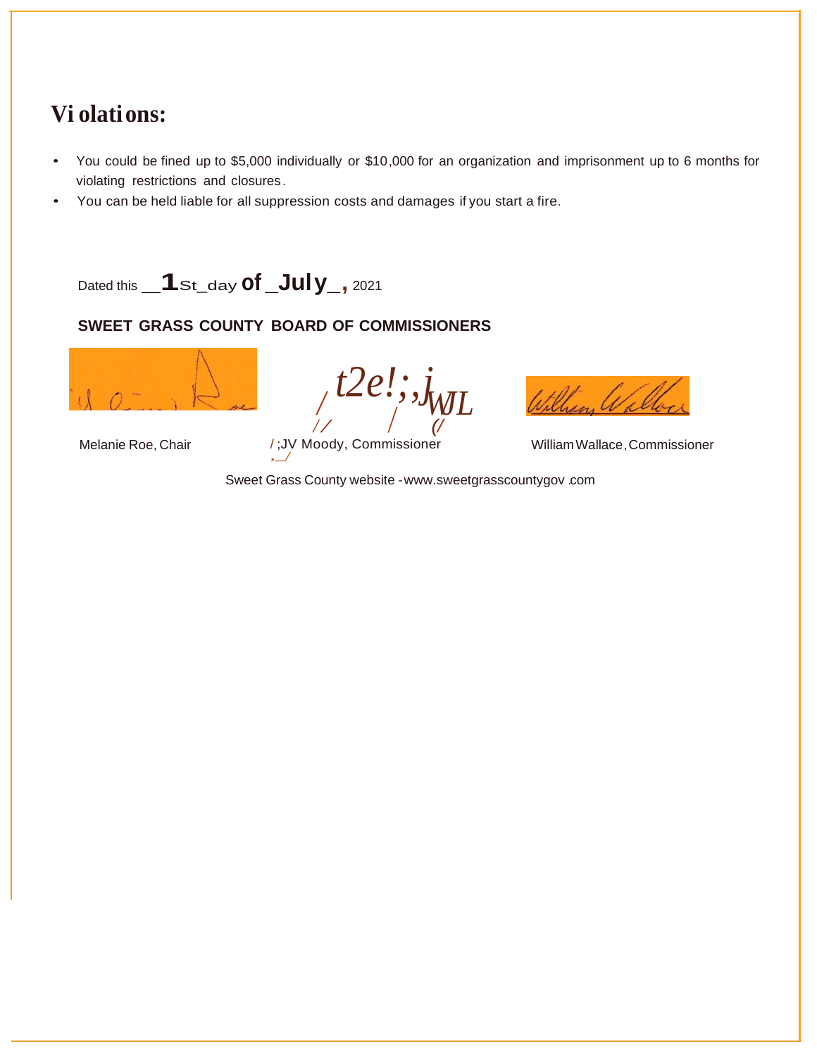## Violations:

- You could be fined up to $5,000 individually or $10,000 for an organization and imprisonment up to 6 months for violating restrictions and closures.
- You can be held liable for all suppression costs and damages if you start a fire.

Dated this __1st_day of _July_, 2021

**SWEET GRASS COUNTY BOARD OF COMMISSIONERS**

Melanie Roe, Chair

JV Moody, Commissioner

William Wallace, Commissioner

Sweet Grass County website - www.sweetgrasscountygov.com